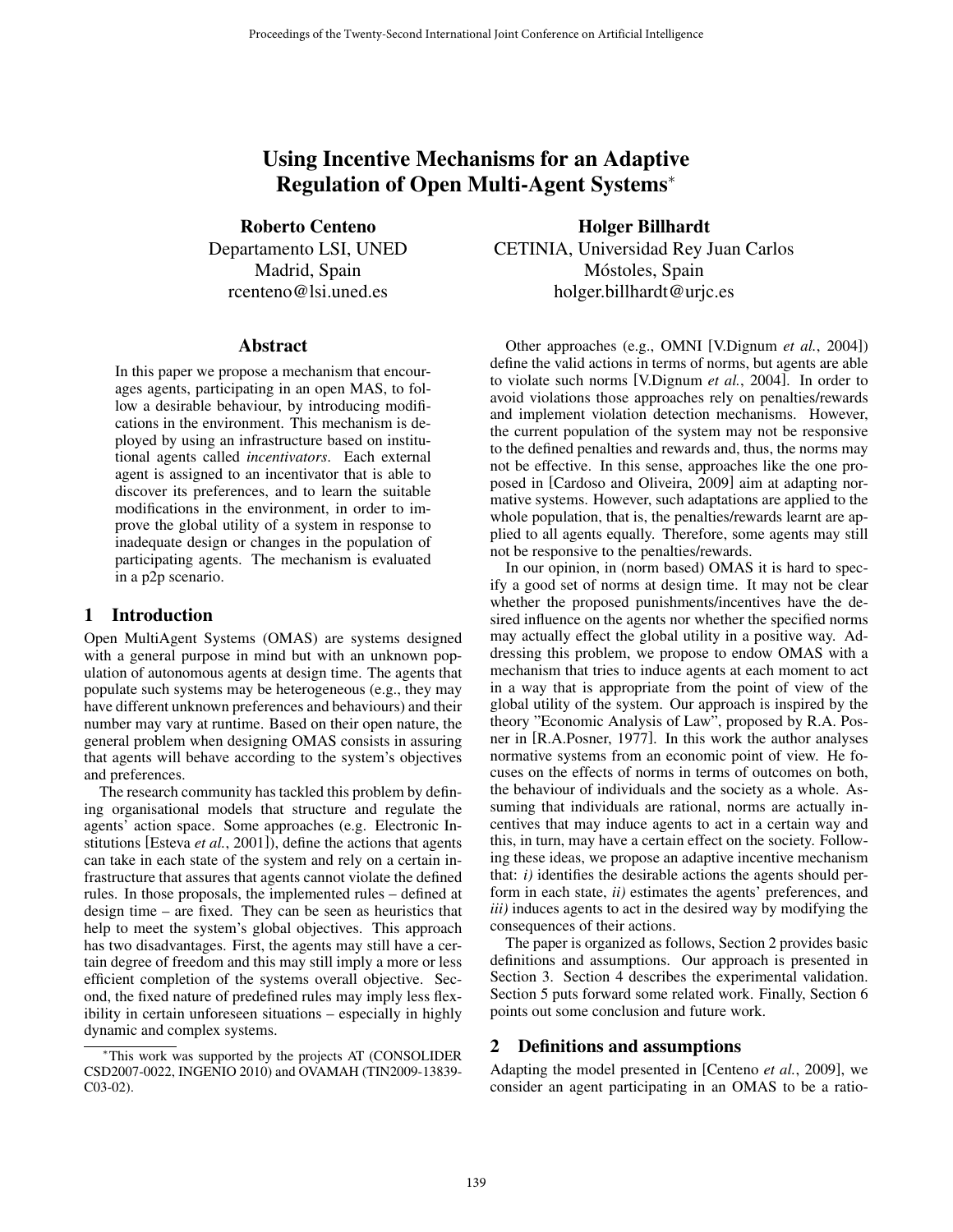# Using Incentive Mechanisms for an Adaptive Regulation of Open Multi-Agent Systems*

**Roberto Centeno**
Departamento LSI, UNED
Madrid, Spain
rcenteno@lsi.uned.es

**Holger Billhardt**
CETINIA, Universidad Rey Juan Carlos
Móstoles, Spain
holger.billhardt@urjc.es

## Abstract

In this paper we propose a mechanism that encourages agents, participating in an open MAS, to follow a desirable behaviour, by introducing modifications in the environment. This mechanism is deployed by using an infrastructure based on institutional agents called *incentivators*. Each external agent is assigned to an incentivator that is able to discover its preferences, and to learn the suitable modifications in the environment, in order to improve the global utility of a system in response to inadequate design or changes in the population of participating agents. The mechanism is evaluated in a p2p scenario.

## 1 Introduction

Open MultiAgent Systems (OMAS) are systems designed with a general purpose in mind but with an unknown population of autonomous agents at design time. The agents that populate such systems may be heterogeneous (e.g., they may have different unknown preferences and behaviours) and their number may vary at runtime. Based on their open nature, the general problem when designing OMAS consists in assuring that agents will behave according to the system's objectives and preferences.

The research community has tackled this problem by defining organisational models that structure and regulate the agents' action space. Some approaches (e.g. Electronic Institutions [Esteva *et al.*, 2001]), define the actions that agents can take in each state of the system and rely on a certain infrastructure that assures that agents cannot violate the defined rules. In those proposals, the implemented rules – defined at design time – are fixed. They can be seen as heuristics that help to meet the system's global objectives. This approach has two disadvantages. First, the agents may still have a certain degree of freedom and this may still imply a more or less efficient completion of the systems overall objective. Second, the fixed nature of predefined rules may imply less flexibility in certain unforeseen situations – especially in highly dynamic and complex systems.

Other approaches (e.g., OMNI [V.Dignum *et al.*, 2004]) define the valid actions in terms of norms, but agents are able to violate such norms [V.Dignum *et al.*, 2004]. In order to avoid violations those approaches rely on penalties/rewards and implement violation detection mechanisms. However, the current population of the system may not be responsive to the defined penalties and rewards and, thus, the norms may not be effective. In this sense, approaches like the one proposed in [Cardoso and Oliveira, 2009] aim at adapting normative systems. However, such adaptations are applied to the whole population, that is, the penalties/rewards learnt are applied to all agents equally. Therefore, some agents may still not be responsive to the penalties/rewards.

In our opinion, in (norm based) OMAS it is hard to specify a good set of norms at design time. It may not be clear whether the proposed punishments/incentives have the desired influence on the agents nor whether the specified norms may actually effect the global utility in a positive way. Addressing this problem, we propose to endow OMAS with a mechanism that tries to induce agents at each moment to act in a way that is appropriate from the point of view of the global utility of the system. Our approach is inspired by the theory "Economic Analysis of Law", proposed by R.A. Posner in [R.A.Posner, 1977]. In this work the author analyses normative systems from an economic point of view. He focuses on the effects of norms in terms of outcomes on both, the behaviour of individuals and the society as a whole. Assuming that individuals are rational, norms are actually incentives that may induce agents to act in a certain way and this, in turn, may have a certain effect on the society. Following these ideas, we propose an adaptive incentive mechanism that: *i)* identifies the desirable actions the agents should perform in each state, *ii)* estimates the agents' preferences, and *iii)* induces agents to act in the desired way by modifying the consequences of their actions.

The paper is organized as follows, Section 2 provides basic definitions and assumptions. Our approach is presented in Section 3. Section 4 describes the experimental validation. Section 5 puts forward some related work. Finally, Section 6 points out some conclusion and future work.

## 2 Definitions and assumptions

Adapting the model presented in [Centeno *et al.*, 2009], we consider an agent participating in an OMAS to be a ratio-

*This work was supported by the projects AT (CONSOLIDER CSD2007-0022, INGENIO 2010) and OVAMAH (TIN2009-13839-C03-02).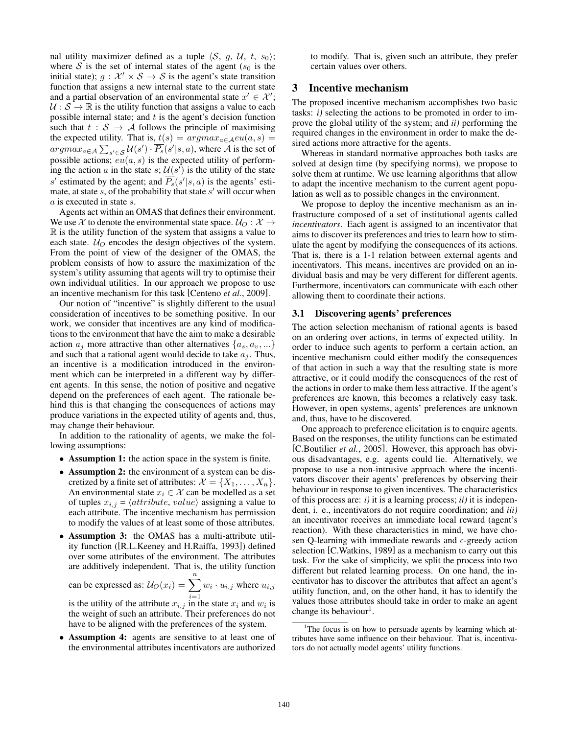nal utility maximizer defined as a tuple $\langle \mathcal{S}, g, \mathcal{U}, t, s_0 \rangle$; where $\mathcal{S}$ is the set of internal states of the agent ($s_0$ is the initial state); $g : \mathcal{X}' \times \mathcal{S} \rightarrow \mathcal{S}$ is the agent's state transition function that assigns a new internal state to the current state and a partial observation of an environmental state $x' \in \mathcal{X}'$; $\mathcal{U} : \mathcal{S} \rightarrow \mathbb{R}$ is the utility function that assigns a value to each possible internal state; and $t$ is the agent's decision function such that $t : \mathcal{S} \rightarrow \mathcal{A}$ follows the principle of maximising the expected utility. That is, $t(s) = argmax_{a \in \mathcal{A}} eu(a, s) = argmax_{a \in \mathcal{A}} \sum_{s' \in \mathcal{S}} \mathcal{U}(s') \cdot \overline{P_s}(s'|s, a)$, where $\mathcal{A}$ is the set of possible actions; $eu(a, s)$ is the expected utility of performing the action $a$ in the state $s$; $\mathcal{U}(s')$ is the utility of the state $s'$ estimated by the agent; and $\overline{P_s}(s'|s, a)$ is the agents' estimate, at state $s$, of the probability that state $s'$ will occur when $a$ is executed in state $s$.

Agents act within an OMAS that defines their environment. We use $\mathcal{X}$ to denote the environmental state space. $\mathcal{U}_O : \mathcal{X} \rightarrow \mathbb{R}$ is the utility function of the system that assigns a value to each state. $\mathcal{U}_O$ encodes the design objectives of the system. From the point of view of the designer of the OMAS, the problem consists of how to assure the maximization of the system's utility assuming that agents will try to optimise their own individual utilities. In our approach we propose to use an incentive mechanism for this task [Centeno *et al.*, 2009].

Our notion of "incentive" is slightly different to the usual consideration of incentives to be something positive. In our work, we consider that incentives are any kind of modifications to the environment that have the aim to make a desirable action $a_j$ more attractive than other alternatives $\{a_s, a_v, ...\}$ and such that a rational agent would decide to take $a_j$. Thus, an incentive is a modification introduced in the environment which can be interpreted in a different way by different agents. In this sense, the notion of positive and negative depend on the preferences of each agent. The rationale behind this is that changing the consequences of actions may produce variations in the expected utility of agents and, thus, may change their behaviour.

In addition to the rationality of agents, we make the following assumptions:

- **Assumption 1:** the action space in the system is finite.
- **Assumption 2:** the environment of a system can be discretized by a finite set of attributes: $\mathcal{X} = \{X_1, \ldots, X_n\}$. An environmental state $x_i \in \mathcal{X}$ can be modelled as a set of tuples $x_{i,j} = \langle attribute, value \rangle$ assigning a value to each attribute. The incentive mechanism has permission to modify the values of at least some of those attributes.
- **Assumption 3:** the OMAS has a multi-attribute utility function ([R.L.Keeney and H.Raiffa, 1993]) defined over some attributes of the environment. The attributes are additively independent. That is, the utility function can be expressed as: $\mathcal{U}_O(x_i) = \sum_{i=1}^{n} w_i \cdot u_{i,j}$ where $u_{i,j}$ is the utility of the attribute $x_{i,j}$ in the state $x_i$ and $w_i$ is the weight of such an attribute. Their preferences do not have to be aligned with the preferences of the system.
- **Assumption 4:** agents are sensitive to at least one of the environmental attributes incentivators are authorized to modify. That is, given such an attribute, they prefer certain values over others.

## 3 Incentive mechanism

The proposed incentive mechanism accomplishes two basic tasks: *i)* selecting the actions to be promoted in order to improve the global utility of the system; and *ii)* performing the required changes in the environment in order to make the desired actions more attractive for the agents.

Whereas in standard normative approaches both tasks are solved at design time (by specifying norms), we propose to solve them at runtime. We use learning algorithms that allow to adapt the incentive mechanism to the current agent population as well as to possible changes in the environment.

We propose to deploy the incentive mechanism as an infrastructure composed of a set of institutional agents called *incentivators*. Each agent is assigned to an incentivator that aims to discover its preferences and tries to learn how to stimulate the agent by modifying the consequences of its actions. That is, there is a 1-1 relation between external agents and incentivators. This means, incentives are provided on an individual basis and may be very different for different agents. Furthermore, incentivators can communicate with each other allowing them to coordinate their actions.

### 3.1 Discovering agents' preferences

The action selection mechanism of rational agents is based on an ordering over actions, in terms of expected utility. In order to induce such agents to perform a certain action, an incentive mechanism could either modify the consequences of that action in such a way that the resulting state is more attractive, or it could modify the consequences of the rest of the actions in order to make them less attractive. If the agent's preferences are known, this becomes a relatively easy task. However, in open systems, agents' preferences are unknown and, thus, have to be discovered.

One approach to preference elicitation is to enquire agents. Based on the responses, the utility functions can be estimated [C.Boutilier *et al.*, 2005]. However, this approach has obvious disadvantages, e.g. agents could lie. Alternatively, we propose to use a non-intrusive approach where the incentivators discover their agents' preferences by observing their behaviour in response to given incentives. The characteristics of this process are: *i)* it is a learning process; *ii)* it is independent, i. e., incentivators do not require coordination; and *iii)* an incentivator receives an immediate local reward (agent's reaction). With these characteristics in mind, we have chosen Q-learning with immediate rewards and $\epsilon$-greedy action selection [C.Watkins, 1989] as a mechanism to carry out this task. For the sake of simplicity, we split the process into two different but related learning process. On one hand, the incentivator has to discover the attributes that affect an agent's utility function, and, on the other hand, it has to identify the values those attributes should take in order to make an agent change its behaviour[1].

[1]The focus is on how to persuade agents by learning which attributes have some influence on their behaviour. That is, incentivators do not actually model agents' utility functions.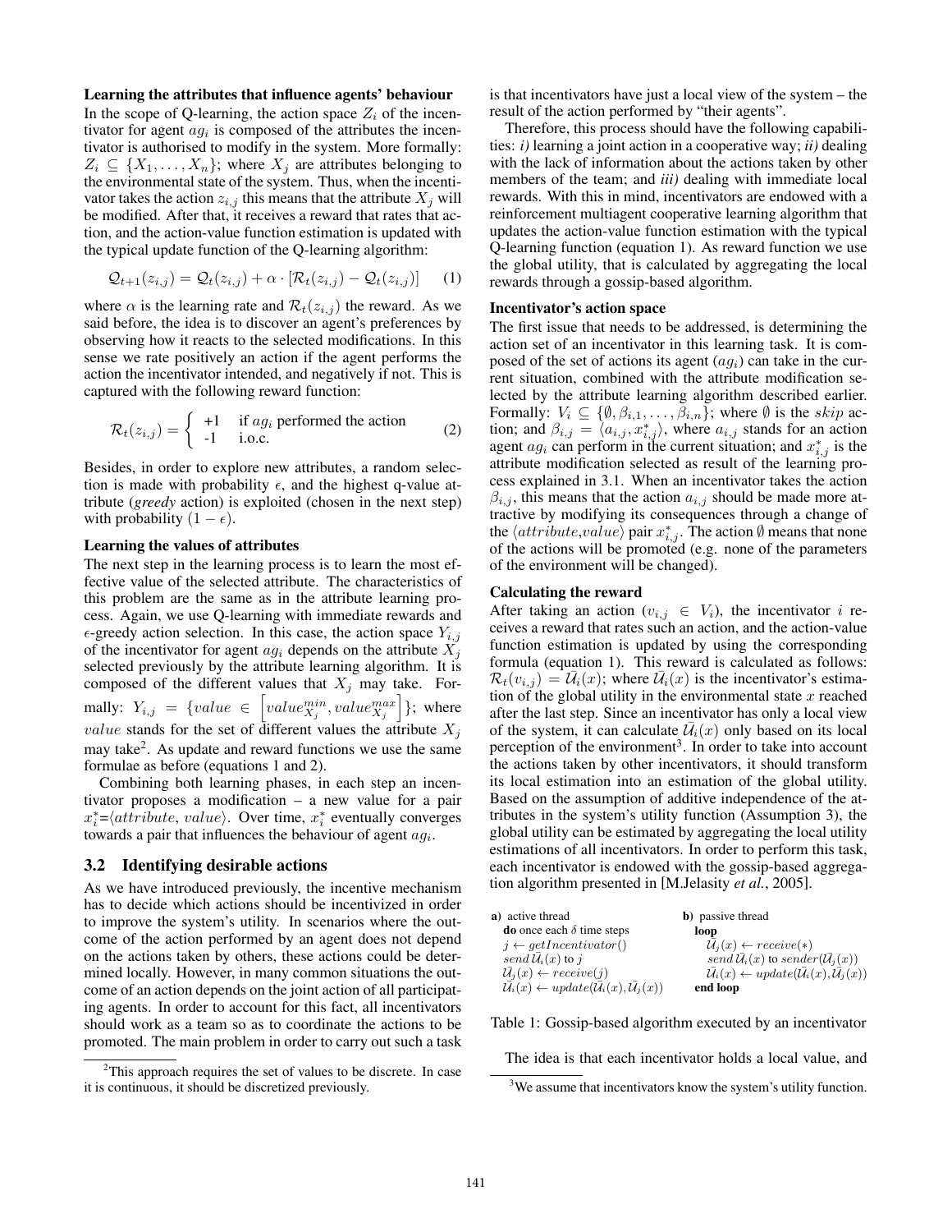### Learning the attributes that influence agents' behaviour

In the scope of Q-learning, the action space $Z_i$ of the incentivator for agent $ag_i$ is composed of the attributes the incentivator is authorised to modify in the system. More formally: $Z_i \subseteq \{X_1, \ldots, X_n\}$; where $X_j$ are attributes belonging to the environmental state of the system. Thus, when the incentivator takes the action $z_{i,j}$ this means that the attribute $X_j$ will be modified. After that, it receives a reward that rates that action, and the action-value function estimation is updated with the typical update function of the Q-learning algorithm:

$$\mathcal{Q}_{t+1}(z_{i,j}) = \mathcal{Q}_t(z_{i,j}) + \alpha \cdot [\mathcal{R}_t(z_{i,j}) - \mathcal{Q}_t(z_{i,j})] \quad (1)$$

where $\alpha$ is the learning rate and $\mathcal{R}_t(z_{i,j})$ the reward. As we said before, the idea is to discover an agent's preferences by observing how it reacts to the selected modifications. In this sense we rate positively an action if the agent performs the action the incentivator intended, and negatively if not. This is captured with the following reward function:

$$\mathcal{R}_t(z_{i,j}) = \begin{cases} +1 & \text{if } ag_i \text{ performed the action} \\ -1 & \text{i.o.c.} \end{cases} \quad (2)$$

Besides, in order to explore new attributes, a random selection is made with probability $\epsilon$, and the highest q-value attribute (*greedy* action) is exploited (chosen in the next step) with probability $(1 - \epsilon)$.

### Learning the values of attributes

The next step in the learning process is to learn the most effective value of the selected attribute. The characteristics of this problem are the same as in the attribute learning process. Again, we use Q-learning with immediate rewards and $\epsilon$-greedy action selection. In this case, the action space $Y_{i,j}$ of the incentivator for agent $ag_i$ depends on the attribute $X_j$ selected previously by the attribute learning algorithm. It is composed of the different values that $X_j$ may take. Formally: $Y_{i,j} = \{value \in \left[value_{X_j}^{min}, value_{X_j}^{max}\right]\}$; where $value$ stands for the set of different values the attribute $X_j$ may take[2]. As update and reward functions we use the same formulae as before (equations 1 and 2).

Combining both learning phases, in each step an incentivator proposes a modification – a new value for a pair $x_i^*$=$\langle attribute,\ value\rangle$. Over time, $x_i^*$ eventually converges towards a pair that influences the behaviour of agent $ag_i$.

## 3.2 Identifying desirable actions

As we have introduced previously, the incentive mechanism has to decide which actions should be incentivized in order to improve the system's utility. In scenarios where the outcome of the action performed by an agent does not depend on the actions taken by others, these actions could be determined locally. However, in many common situations the outcome of an action depends on the joint action of all participating agents. In order to account for this fact, all incentivators should work as a team so as to coordinate the actions to be promoted. The main problem in order to carry out such a task is that incentivators have just a local view of the system – the result of the action performed by "their agents".

Therefore, this process should have the following capabilities: *i)* learning a joint action in a cooperative way; *ii)* dealing with the lack of information about the actions taken by other members of the team; and *iii)* dealing with immediate local rewards. With this in mind, incentivators are endowed with a reinforcement multiagent cooperative learning algorithm that updates the action-value function estimation with the typical Q-learning function (equation 1). As reward function we use the global utility, that is calculated by aggregating the local rewards through a gossip-based algorithm.

### Incentivator's action space

The first issue that needs to be addressed, is determining the action set of an incentivator in this learning task. It is composed of the set of actions its agent ($ag_i$) can take in the current situation, combined with the attribute modification selected by the attribute learning algorithm described earlier. Formally: $V_i \subseteq \{\emptyset, \beta_{i,1}, \ldots, \beta_{i,n}\}$; where $\emptyset$ is the $skip$ action; and $\beta_{i,j} = \langle a_{i,j}, x_{i,j}^* \rangle$, where $a_{i,j}$ stands for an action agent $ag_i$ can perform in the current situation; and $x_{i,j}^*$ is the attribute modification selected as result of the learning process explained in 3.1. When an incentivator takes the action $\beta_{i,j}$, this means that the action $a_{i,j}$ should be made more attractive by modifying its consequences through a change of the $\langle attribute, value \rangle$ pair $x_{i,j}^*$. The action $\emptyset$ means that none of the actions will be promoted (e.g. none of the parameters of the environment will be changed).

### Calculating the reward

After taking an action ($v_{i,j} \in V_i$), the incentivator $i$ receives a reward that rates such an action, and the action-value function estimation is updated by using the corresponding formula (equation 1). This reward is calculated as follows: $\mathcal{R}_i(v_{i,j}) = \bar{\mathcal{U}}_i(x)$; where $\bar{\mathcal{U}}_i(x)$ is the incentivator's estimation of the global utility in the environmental state $x$ reached after the last step. Since an incentivator has only a local view of the system, it can calculate $\bar{\mathcal{U}}_i(x)$ only based on its local perception of the environment[3]. In order to take into account the actions taken by other incentivators, it should transform its local estimation into an estimation of the global utility. Based on the assumption of additive independence of the attributes in the system's utility function (Assumption 3), the global utility can be estimated by aggregating the local utility estimations of all incentivators. In order to perform this task, each incentivator is endowed with the gossip-based aggregation algorithm presented in [M.Jelasity *et al.*, 2005].

| **a)** active thread | **b)** passive thread |
|---|---|
| **do** once each $\delta$ time steps | **loop** |
| $j \leftarrow getIncentivator()$ | $\bar{\mathcal{U}}_j(x) \leftarrow receive(*)$ |
| $send\ \bar{\mathcal{U}}_i(x)$ to $j$ | $send\ \bar{\mathcal{U}}_i(x)$ to $sender(\bar{\mathcal{U}}_j(x))$ |
| $\bar{\mathcal{U}}_j(x) \leftarrow receive(j)$ | $\bar{\mathcal{U}}_i(x) \leftarrow update(\bar{\mathcal{U}}_i(x), \bar{\mathcal{U}}_j(x))$ |
| $\bar{\mathcal{U}}_i(x) \leftarrow update(\bar{\mathcal{U}}_i(x), \bar{\mathcal{U}}_j(x))$ | **end loop** |

Table 1: Gossip-based algorithm executed by an incentivator

The idea is that each incentivator holds a local value, and

[2] This approach requires the set of values to be discrete. In case it is continuous, it should be discretized previously.

[3] We assume that incentivators know the system's utility function.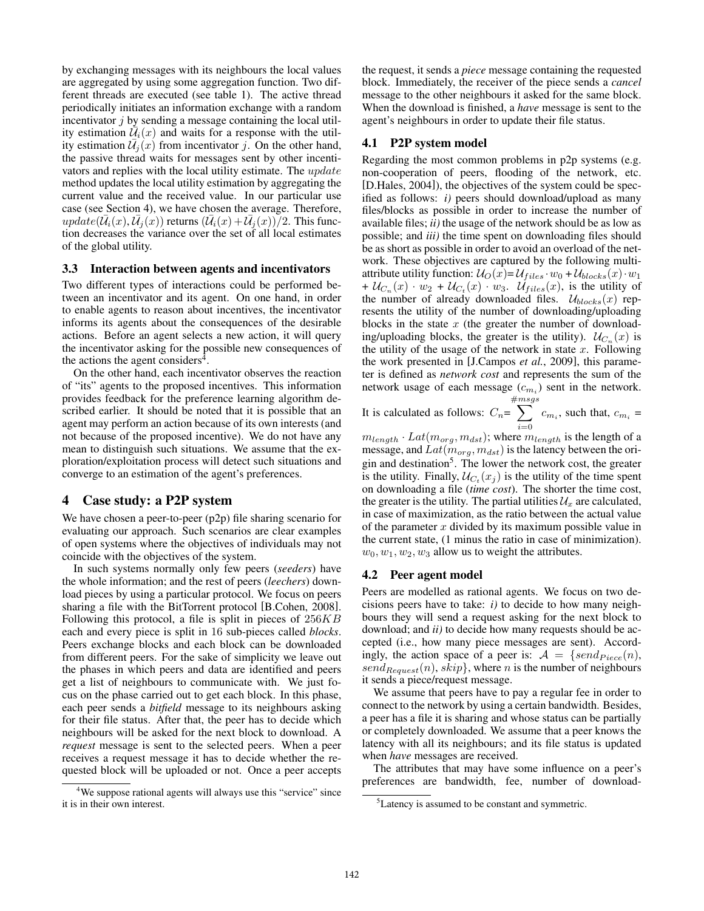by exchanging messages with its neighbours the local values are aggregated by using some aggregation function. Two different threads are executed (see table 1). The active thread periodically initiates an information exchange with a random incentivator $j$ by sending a message containing the local utility estimation $\bar{\mathcal{U}}_i(x)$ and waits for a response with the utility estimation $\bar{\mathcal{U}}_j(x)$ from incentivator $j$. On the other hand, the passive thread waits for messages sent by other incentivators and replies with the local utility estimate. The $update$ method updates the local utility estimation by aggregating the current value and the received value. In our particular use case (see Section 4), we have chosen the average. Therefore, $update(\bar{\mathcal{U}}_i(x), \bar{\mathcal{U}}_j(x))$ returns $(\bar{\mathcal{U}}_i(x)+\bar{\mathcal{U}}_j(x))/2$. This function decreases the variance over the set of all local estimates of the global utility.

### 3.3 Interaction between agents and incentivators

Two different types of interactions could be performed between an incentivator and its agent. On one hand, in order to enable agents to reason about incentives, the incentivator informs its agents about the consequences of the desirable actions. Before an agent selects a new action, it will query the incentivator asking for the possible new consequences of the actions the agent considers[4].

On the other hand, each incentivator observes the reaction of "its" agents to the proposed incentives. This information provides feedback for the preference learning algorithm described earlier. It should be noted that it is possible that an agent may perform an action because of its own interests (and not because of the proposed incentive). We do not have any mean to distinguish such situations. We assume that the exploration/exploitation process will detect such situations and converge to an estimation of the agent's preferences.

## 4 Case study: a P2P system

We have chosen a peer-to-peer (p2p) file sharing scenario for evaluating our approach. Such scenarios are clear examples of open systems where the objectives of individuals may not coincide with the objectives of the system.

In such systems normally only few peers (*seeders*) have the whole information; and the rest of peers (*leechers*) download pieces by using a particular protocol. We focus on peers sharing a file with the BitTorrent protocol [B.Cohen, 2008]. Following this protocol, a file is split in pieces of $256KB$ each and every piece is split in 16 sub-pieces called *blocks*. Peers exchange blocks and each block can be downloaded from different peers. For the sake of simplicity we leave out the phases in which peers and data are identified and peers get a list of neighbours to communicate with. We just focus on the phase carried out to get each block. In this phase, each peer sends a *bitfield* message to its neighbours asking for their file status. After that, the peer has to decide which neighbours will be asked for the next block to download. A *request* message is sent to the selected peers. When a peer receives a request message it has to decide whether the requested block will be uploaded or not. Once a peer accepts the request, it sends a *piece* message containing the requested block. Immediately, the receiver of the piece sends a *cancel* message to the other neighbours it asked for the same block. When the download is finished, a *have* message is sent to the agent's neighbours in order to update their file status.

### 4.1 P2P system model

Regarding the most common problems in p2p systems (e.g. non-cooperation of peers, flooding of the network, etc. [D.Hales, 2004]), the objectives of the system could be specified as follows: *i)* peers should download/upload as many files/blocks as possible in order to increase the number of available files; *ii)* the usage of the network should be as low as possible; and *iii)* the time spent on downloading files should be as short as possible in order to avoid an overload of the network. These objectives are captured by the following multiattribute utility function: $\mathcal{U}_O(x)$=$\mathcal{U}_{files} \cdot w_0 + \mathcal{U}_{blocks}(x) \cdot w_1 + \mathcal{U}_{C_n}(x) \cdot w_2 + \mathcal{U}_{C_t}(x) \cdot w_3$. $\mathcal{U}_{files}(x)$, is the utility of the number of already downloaded files. $\mathcal{U}_{blocks}(x)$ represents the utility of the number of downloading/uploading blocks in the state $x$ (the greater the number of downloading/uploading blocks, the greater is the utility). $\mathcal{U}_{C_n}(x)$ is the utility of the usage of the network in state $x$. Following the work presented in [J.Campos *et al.*, 2009], this parameter is defined as *network cost* and represents the sum of the network usage of each message ($c_{m_i}$) sent in the network. It is calculated as follows: $C_n = \sum_{i=0}^{\#msgs} c_{m_i}$, such that, $c_{m_i}$ = $m_{length} \cdot Lat(m_{org}, m_{dst})$; where $m_{length}$ is the length of a message, and $Lat(m_{org}, m_{dst})$ is the latency between the origin and destination[5]. The lower the network cost, the greater is the utility. Finally, $\mathcal{U}_{C_t}(x_j)$ is the utility of the time spent on downloading a file (*time cost*). The shorter the time cost, the greater is the utility. The partial utilities $\mathcal{U}_x$ are calculated, in case of maximization, as the ratio between the actual value of the parameter $x$ divided by its maximum possible value in the current state, (1 minus the ratio in case of minimization). $w_0, w_1, w_2, w_3$ allow us to weight the attributes.

### 4.2 Peer agent model

Peers are modelled as rational agents. We focus on two decisions peers have to take: *i)* to decide to how many neighbours they will send a request asking for the next block to download; and *ii)* to decide how many requests should be accepted (i.e., how many piece messages are sent). Accordingly, the action space of a peer is: $\mathcal{A} = \{send_{Piece}(n), send_{Request}(n), skip\}$, where $n$ is the number of neighbours it sends a piece/request message.

We assume that peers have to pay a regular fee in order to connect to the network by using a certain bandwidth. Besides, a peer has a file it is sharing and whose status can be partially or completely downloaded. We assume that a peer knows the latency with all its neighbours; and its file status is updated when *have* messages are received.

The attributes that may have some influence on a peer's preferences are bandwidth, fee, number of download-

[4] We suppose rational agents will always use this "service" since it is in their own interest.

[5] Latency is assumed to be constant and symmetric.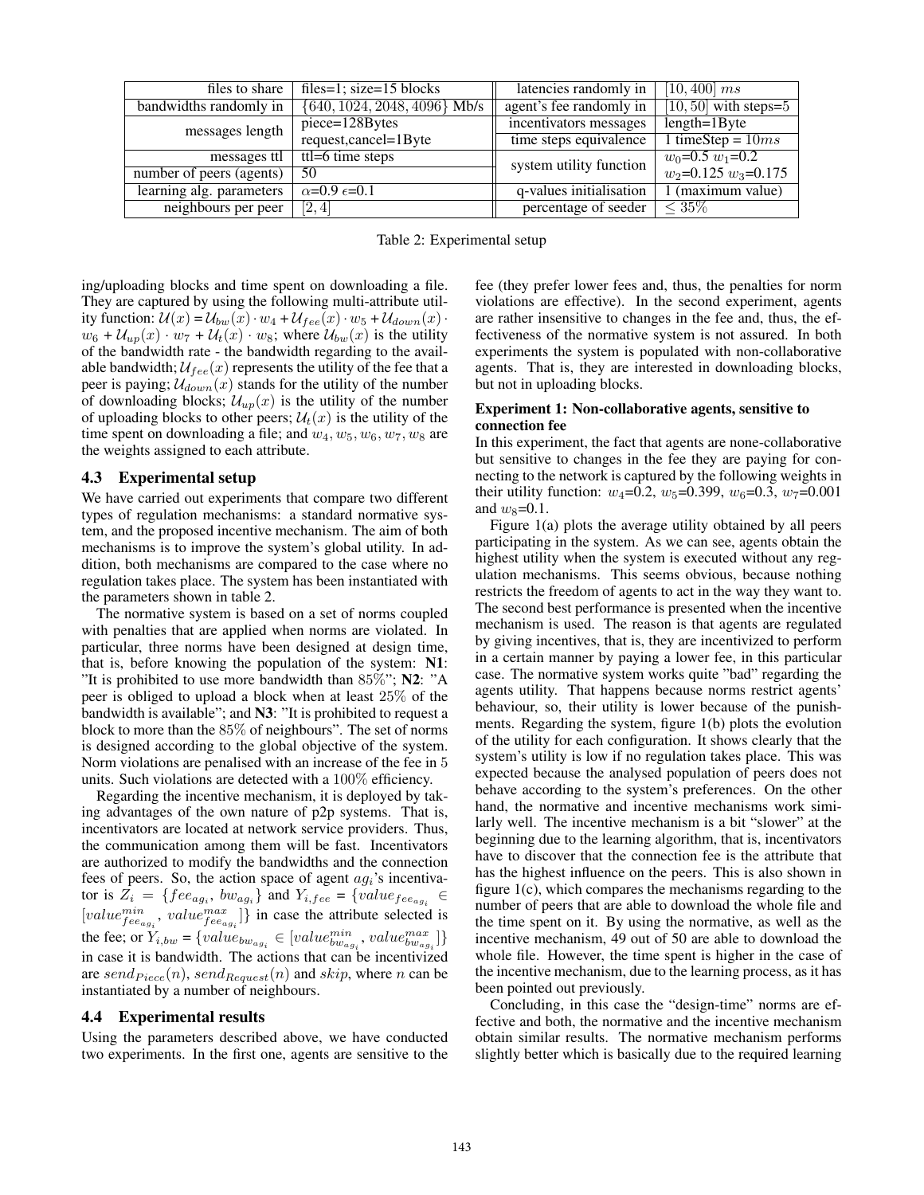| | | | |
|---|---|---|---|
| files to share | files=1; size=15 blocks | latencies randomly in | $[10, 400]$ $ms$ |
| bandwidths randomly in | $\{640, 1024, 2048, 4096\}$ Mb/s | agent's fee randomly in | $[10, 50]$ with steps=5 |
| messages length | piece=128Bytes request,cancel=1Byte | incentivators messages | length=1Byte |
| | | time steps equivalence | 1 timeStep = $10ms$ |
| messages ttl | ttl=6 time steps | system utility function | $w_0$=0.5 $w_1$=0.2 $w_2$=0.125 $w_3$=0.175 |
| number of peers (agents) | 50 | | |
| learning alg. parameters | $\alpha$=0.9 $\epsilon$=0.1 | q-values initialisation | 1 (maximum value) |
| neighbours per peer | $[2, 4]$ | percentage of seeder | $\leq 35\%$ |

Table 2: Experimental setup

ing/uploading blocks and time spent on downloading a file. They are captured by using the following multi-attribute utility function: $\mathcal{U}(x) = \mathcal{U}_{bw}(x) \cdot w_4 + \mathcal{U}_{fee}(x) \cdot w_5 + \mathcal{U}_{down}(x) \cdot w_6 + \mathcal{U}_{up}(x) \cdot w_7 + \mathcal{U}_t(x) \cdot w_8$; where $\mathcal{U}_{bw}(x)$ is the utility of the bandwidth rate - the bandwidth regarding to the available bandwidth; $\mathcal{U}_{fee}(x)$ represents the utility of the fee that a peer is paying; $\mathcal{U}_{down}(x)$ stands for the utility of the number of downloading blocks; $\mathcal{U}_{up}(x)$ is the utility of the number of uploading blocks to other peers; $\mathcal{U}_t(x)$ is the utility of the time spent on downloading a file; and $w_4, w_5, w_6, w_7, w_8$ are the weights assigned to each attribute.

### 4.3 Experimental setup

We have carried out experiments that compare two different types of regulation mechanisms: a standard normative system, and the proposed incentive mechanism. The aim of both mechanisms is to improve the system's global utility. In addition, both mechanisms are compared to the case where no regulation takes place. The system has been instantiated with the parameters shown in table 2.

The normative system is based on a set of norms coupled with penalties that are applied when norms are violated. In particular, three norms have been designed at design time, that is, before knowing the population of the system: **N1**: "It is prohibited to use more bandwidth than $85\%$"; **N2**: "A peer is obliged to upload a block when at least $25\%$ of the bandwidth is available"; and **N3**: "It is prohibited to request a block to more than the $85\%$ of neighbours". The set of norms is designed according to the global objective of the system. Norm violations are penalised with an increase of the fee in $5$ units. Such violations are detected with a $100\%$ efficiency.

Regarding the incentive mechanism, it is deployed by taking advantages of the own nature of p2p systems. That is, incentivators are located at network service providers. Thus, the communication among them will be fast. Incentivators are authorized to modify the bandwidths and the connection fees of peers. So, the action space of agent $ag_i$'s incentivator is $Z_i = \{fee_{ag_i}, bw_{ag_i}\}$ and $Y_{i,fee} = \{value_{fee_{ag_i}} \in [value^{min}_{fee_{ag_i}}, value^{max}_{fee_{ag_i}}]\}$ in case the attribute selected is the fee; or $Y_{i,bw} = \{value_{bw_{ag_i}} \in [value^{min}_{bw_{ag_i}}, value^{max}_{bw_{ag_i}}]\}$ in case it is bandwidth. The actions that can be incentivized are $send_{Piece}(n)$, $send_{Request}(n)$ and $skip$, where $n$ can be instantiated by a number of neighbours.

### 4.4 Experimental results

Using the parameters described above, we have conducted two experiments. In the first one, agents are sensitive to the fee (they prefer lower fees and, thus, the penalties for norm violations are effective). In the second experiment, agents are rather insensitive to changes in the fee and, thus, the effectiveness of the normative system is not assured. In both experiments the system is populated with non-collaborative agents. That is, they are interested in downloading blocks, but not in uploading blocks.

#### Experiment 1: Non-collaborative agents, sensitive to connection fee

In this experiment, the fact that agents are none-collaborative but sensitive to changes in the fee they are paying for connecting to the network is captured by the following weights in their utility function: $w_4$=0.2, $w_5$=0.399, $w_6$=0.3, $w_7$=0.001 and $w_8$=0.1.

Figure 1(a) plots the average utility obtained by all peers participating in the system. As we can see, agents obtain the highest utility when the system is executed without any regulation mechanisms. This seems obvious, because nothing restricts the freedom of agents to act in the way they want to. The second best performance is presented when the incentive mechanism is used. The reason is that agents are regulated by giving incentives, that is, they are incentivized to perform in a certain manner by paying a lower fee, in this particular case. The normative system works quite "bad" regarding the agents utility. That happens because norms restrict agents' behaviour, so, their utility is lower because of the punishments. Regarding the system, figure 1(b) plots the evolution of the utility for each configuration. It shows clearly that the system's utility is low if no regulation takes place. This was expected because the analysed population of peers does not behave according to the system's preferences. On the other hand, the normative and incentive mechanisms work similarly well. The incentive mechanism is a bit "slower" at the beginning due to the learning algorithm, that is, incentivators have to discover that the connection fee is the attribute that has the highest influence on the peers. This is also shown in figure 1(c), which compares the mechanisms regarding to the number of peers that are able to download the whole file and the time spent on it. By using the normative, as well as the incentive mechanism, 49 out of 50 are able to download the whole file. However, the time spent is higher in the case of the incentive mechanism, due to the learning process, as it has been pointed out previously.

Concluding, in this case the "design-time" norms are effective and both, the normative and the incentive mechanism obtain similar results. The normative mechanism performs slightly better which is basically due to the required learning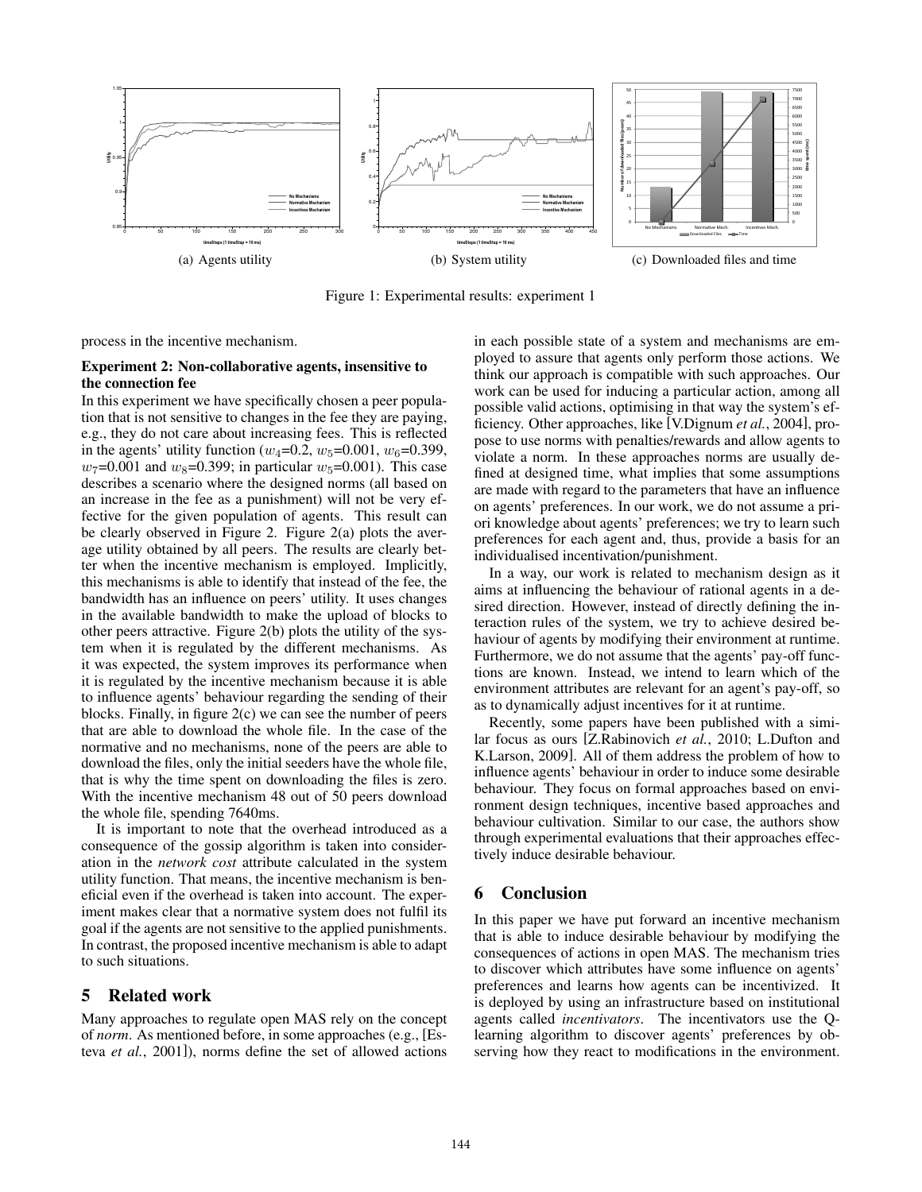1.05
1
0.95
0.9
0.85
Utility
0 50 100 150 200 250 300
timeSteps (1 timeStep = 10 ms)
No Mechanisms
Normative Mechanism
Incentives Mechanism

(a) Agents utility

1
0.8
0.6
0.4
0.2
0
Utility
0 50 100 150 200 250 300 350 400 450
timeSteps (1 timeStep = 10 ms)
No Mechanisms
Normative Mechanism
Incentives Mechanism

(b) System utility

50
45
40
35
30
25
20
15
10
5
0
Number of downloaded files (peers)
7500
7000
6500
6000
5500
5000
4500
4000
3500
3000
2500
2000
1500
1000
500
0
time spent (ms)
No Mechanisms
Normative Mech.
Incentives Mech.
Downloaded Files
Time

(c) Downloaded files and time

Figure 1: Experimental results: experiment 1

process in the incentive mechanism.

**Experiment 2: Non-collaborative agents, insensitive to the connection fee**

In this experiment we have specifically chosen a peer population that is not sensitive to changes in the fee they are paying, e.g., they do not care about increasing fees. This is reflected in the agents' utility function ($w_4$=0.2, $w_5$=0.001, $w_6$=0.399, $w_7$=0.001 and $w_8$=0.399; in particular $w_5$=0.001). This case describes a scenario where the designed norms (all based on an increase in the fee as a punishment) will not be very effective for the given population of agents. This result can be clearly observed in Figure 2. Figure 2(a) plots the average utility obtained by all peers. The results are clearly better when the incentive mechanism is employed. Implicitly, this mechanisms is able to identify that instead of the fee, the bandwidth has an influence on peers' utility. It uses changes in the available bandwidth to make the upload of blocks to other peers attractive. Figure 2(b) plots the utility of the system when it is regulated by the different mechanisms. As it was expected, the system improves its performance when it is regulated by the incentive mechanism because it is able to influence agents' behaviour regarding the sending of their blocks. Finally, in figure 2(c) we can see the number of peers that are able to download the whole file. In the case of the normative and no mechanisms, none of the peers are able to download the files, only the initial seeders have the whole file, that is why the time spent on downloading the files is zero. With the incentive mechanism 48 out of 50 peers download the whole file, spending 7640ms.

It is important to note that the overhead introduced as a consequence of the gossip algorithm is taken into consideration in the *network cost* attribute calculated in the system utility function. That means, the incentive mechanism is beneficial even if the overhead is taken into account. The experiment makes clear that a normative system does not fulfil its goal if the agents are not sensitive to the applied punishments. In contrast, the proposed incentive mechanism is able to adapt to such situations.

## 5 Related work

Many approaches to regulate open MAS rely on the concept of *norm*. As mentioned before, in some approaches (e.g., [Esteva *et al.*, 2001]), norms define the set of allowed actions in each possible state of a system and mechanisms are employed to assure that agents only perform those actions. We think our approach is compatible with such approaches. Our work can be used for inducing a particular action, among all possible valid actions, optimising in that way the system's efficiency. Other approaches, like [V.Dignum *et al.*, 2004], propose to use norms with penalties/rewards and allow agents to violate a norm. In these approaches norms are usually defined at designed time, what implies that some assumptions are made with regard to the parameters that have an influence on agents' preferences. In our work, we do not assume a priori knowledge about agents' preferences; we try to learn such preferences for each agent and, thus, provide a basis for an individualised incentivation/punishment.

In a way, our work is related to mechanism design as it aims at influencing the behaviour of rational agents in a desired direction. However, instead of directly defining the interaction rules of the system, we try to achieve desired behaviour of agents by modifying their environment at runtime. Furthermore, we do not assume that the agents' pay-off functions are known. Instead, we intend to learn which of the environment attributes are relevant for an agent's pay-off, so as to dynamically adjust incentives for it at runtime.

Recently, some papers have been published with a similar focus as ours [Z.Rabinovich *et al.*, 2010; L.Dufton and K.Larson, 2009]. All of them address the problem of how to influence agents' behaviour in order to induce some desirable behaviour. They focus on formal approaches based on environment design techniques, incentive based approaches and behaviour cultivation. Similar to our case, the authors show through experimental evaluations that their approaches effectively induce desirable behaviour.

## 6 Conclusion

In this paper we have put forward an incentive mechanism that is able to induce desirable behaviour by modifying the consequences of actions in open MAS. The mechanism tries to discover which attributes have some influence on agents' preferences and learns how agents can be incentivized. It is deployed by using an infrastructure based on institutional agents called *incentivators*. The incentivators use the Q-learning algorithm to discover agents' preferences by observing how they react to modifications in the environment.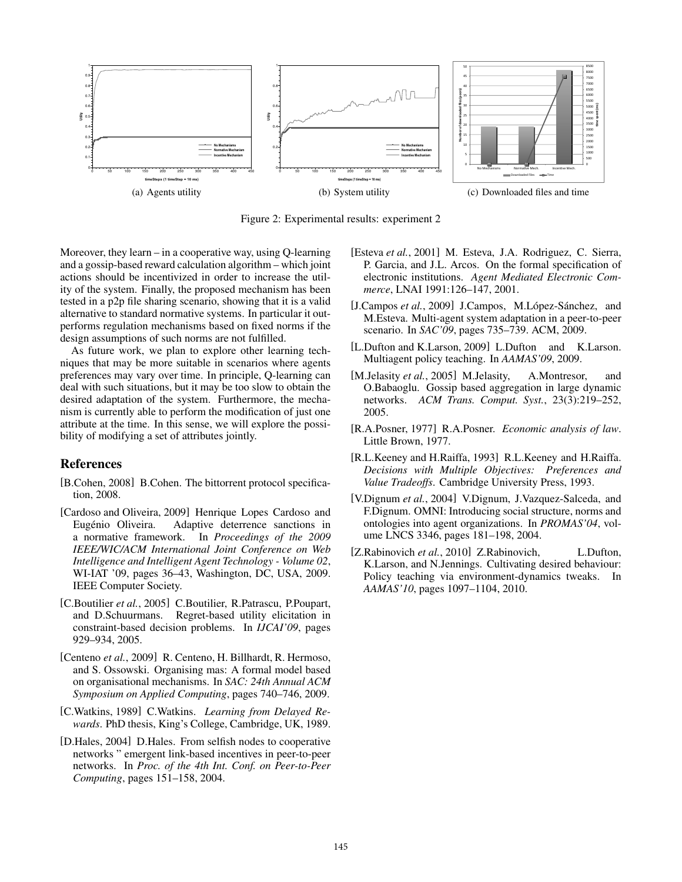(a) Agents utility

(b) System utility

(c) Downloaded files and time

Figure 2: Experimental results: experiment 2

Moreover, they learn – in a cooperative way, using Q-learning and a gossip-based reward calculation algorithm – which joint actions should be incentivized in order to increase the utility of the system. Finally, the proposed mechanism has been tested in a p2p file sharing scenario, showing that it is a valid alternative to standard normative systems. In particular it outperforms regulation mechanisms based on fixed norms if the design assumptions of such norms are not fulfilled.

As future work, we plan to explore other learning techniques that may be more suitable in scenarios where agents preferences may vary over time. In principle, Q-learning can deal with such situations, but it may be too slow to obtain the desired adaptation of the system. Furthermore, the mechanism is currently able to perform the modification of just one attribute at the time. In this sense, we will explore the possibility of modifying a set of attributes jointly.

## References

[B.Cohen, 2008] B.Cohen. The bittorrent protocol specification, 2008.

[Cardoso and Oliveira, 2009] Henrique Lopes Cardoso and Eugénio Oliveira. Adaptive deterrence sanctions in a normative framework. In *Proceedings of the 2009 IEEE/WIC/ACM International Joint Conference on Web Intelligence and Intelligent Agent Technology - Volume 02*, WI-IAT '09, pages 36–43, Washington, DC, USA, 2009. IEEE Computer Society.

[C.Boutilier *et al.*, 2005] C.Boutilier, R.Patrascu, P.Poupart, and D.Schuurmans. Regret-based utility elicitation in constraint-based decision problems. In *IJCAI'09*, pages 929–934, 2005.

[Centeno *et al.*, 2009] R. Centeno, H. Billhardt, R. Hermoso, and S. Ossowski. Organising mas: A formal model based on organisational mechanisms. In *SAC: 24th Annual ACM Symposium on Applied Computing*, pages 740–746, 2009.

[C.Watkins, 1989] C.Watkins. *Learning from Delayed Rewards*. PhD thesis, King's College, Cambridge, UK, 1989.

[D.Hales, 2004] D.Hales. From selfish nodes to cooperative networks " emergent link-based incentives in peer-to-peer networks. In *Proc. of the 4th Int. Conf. on Peer-to-Peer Computing*, pages 151–158, 2004.

[Esteva *et al.*, 2001] M. Esteva, J.A. Rodriguez, C. Sierra, P. Garcia, and J.L. Arcos. On the formal specification of electronic institutions. *Agent Mediated Electronic Commerce*, LNAI 1991:126–147, 2001.

[J.Campos *et al.*, 2009] J.Campos, M.López-Sánchez, and M.Esteva. Multi-agent system adaptation in a peer-to-peer scenario. In *SAC'09*, pages 735–739. ACM, 2009.

[L.Dufton and K.Larson, 2009] L.Dufton and K.Larson. Multiagent policy teaching. In *AAMAS'09*, 2009.

[M.Jelasity *et al.*, 2005] M.Jelasity, A.Montresor, and O.Babaoglu. Gossip based aggregation in large dynamic networks. *ACM Trans. Comput. Syst.*, 23(3):219–252, 2005.

[R.A.Posner, 1977] R.A.Posner. *Economic analysis of law*. Little Brown, 1977.

[R.L.Keeney and H.Raiffa, 1993] R.L.Keeney and H.Raiffa. *Decisions with Multiple Objectives: Preferences and Value Tradeoffs*. Cambridge University Press, 1993.

[V.Dignum *et al.*, 2004] V.Dignum, J.Vazquez-Salceda, and F.Dignum. OMNI: Introducing social structure, norms and ontologies into agent organizations. In *PROMAS'04*, volume LNCS 3346, pages 181–198, 2004.

[Z.Rabinovich *et al.*, 2010] Z.Rabinovich, L.Dufton, K.Larson, and N.Jennings. Cultivating desired behaviour: Policy teaching via environment-dynamics tweaks. In *AAMAS'10*, pages 1097–1104, 2010.